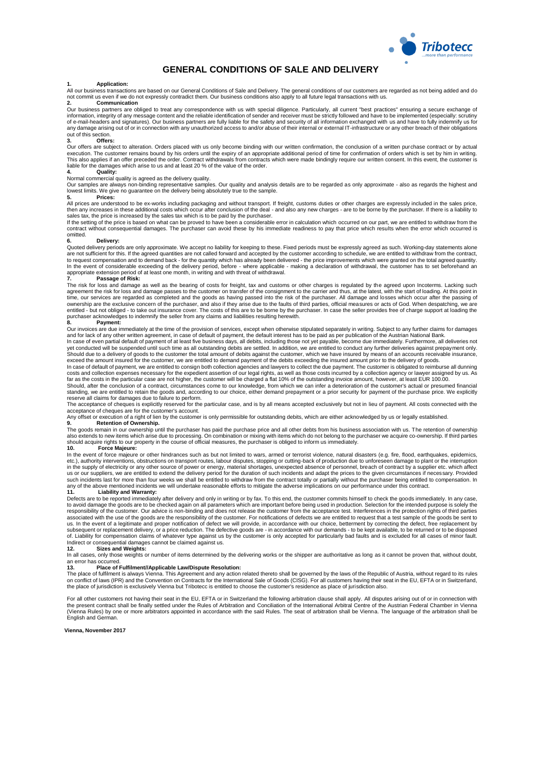# GENERAL CONDITIONS OF SALE AND DELIVERY

## 1. Application:

All our business transactions are based on our General Conditions of Sale and Delivery. The general conditions of our customers are regarded as not being added and do not commit us even if we do not expressly contradict them. Our business conditions also apply to all future legal transactions with us.

## 2. Communication

Our business partners are obliged to treat any correspondence with us with special diligence. Particularly, all current "best practices" ensuring a secure exchange of information, integrity of any message content and the reliable identification of sender and receiver must be strictly followed and have to be implemented (especially: scrutiny of e-mail-headers and signatures). Our business partners are fully liable for the safety and security of all information exchanged with us and have to fully indemnify us for any damage arising out of or in connection with any unauthorized access to and/or abuse of their internal or external IT-infrastructure or any other breach of their obligations out of this section.

## 3. Offers:

Our offers are subject to alteration. Orders placed with us only become binding with our written confirmation, the conclusion of a written purchase contract or by actual execution. The customer remains bound by his orders until the expiry of an appropriate additional period of time for confirmation of orders which is set by him in writing. This also applies if an offer preceded the order. Contract withdrawals from contracts which were made bindingly require our written consent. In this event, the customer is liable for the damages which arise to us and at least 20 % of the value of the order.

## 4. Quality:

Normal commercial quality is agreed as the delivery quality.
Our samples are always non-binding representative samples. Our quality and analysis details are to be regarded as only approximate - also as regards the highest and lowest limits. We give no guarantee on the delivery being absolutely true to the sample.

## 5. Prices:

All prices are understood to be ex-works including packaging and without transport. If freight, customs duties or other charges are expressly included in the sales price, then any increases in these additional costs which occur after conclusion of the deal - and also any new charges - are to be borne by the purchaser. If there is a liability to sales tax, the price is increased by the sales tax which is to be paid by the purchaser.
If the setting of the price is based on what can be proved to have been a considerable error in calculation which occurred on our part, we are entitled to withdraw from the contract without consequential damages. The purchaser can avoid these by his immediate readiness to pay that price which results when the error which occurred is omitted.

## 6. Delivery:

Quoted delivery periods are only approximate. We accept no liability for keeping to these. Fixed periods must be expressly agreed as such. Working-day statements alone are not sufficient for this. If the agreed quantities are not called forward and accepted by the customer according to schedule, we are entitled to withdraw from the contract, to request compensation and to demand back - for the quantity which has already been delivered - the price improvements which were granted on the total agreed quantity. In the event of considerable exceeding of the delivery period, before - where applicable - making a declaration of withdrawal, the customer has to set beforehand an appropriate extension period of at least one month, in writing and with threat of withdrawal.

## 7. Passage of Risk:

The risk for loss and damage as well as the bearing of costs for freight, tax and customs or other charges is regulated by the agreed upon Incoterms. Lacking such agreement the risk for loss and damage passes to the customer on transfer of the consignment to the carrier and thus, at the latest, with the start of loading. At this point in time, our services are regarded as completed and the goods as having passed into the risk of the purchaser. All damage and losses which occur after the passing of ownership are the exclusive concern of the purchaser, and also if they arise due to the faults of third parties, official measures or acts of God. When despatching, we are entitled - but not obliged - to take out insurance cover. The costs of this are to be borne by the purchaser. In case the seller provides free of charge support at loading the purchaser acknowledges to indemnify the seller from any claims and liabilities resulting herewith.

## 8. Payment:

Our invoices are due immediately at the time of the provision of services, except when otherwise stipulated separately in writing. Subject to any further claims for damages and for lack of any other written agreement, in case of default of payment, the default interest has to be paid as per publication of the Austrian National Bank.
In case of even partial default of payment of at least five business days, all debits, including those not yet payable, become due immediately. Furthermore, all deliveries not yet conducted will be suspended until such time as all outstanding debits are settled. In addition, we are entitled to conduct any further deliveries against prepayment only. Should due to a delivery of goods to the customer the total amount of debits against the customer, which we have insured by means of an accounts receivable insurance, exceed the amount insured for the customer, we are entitled to demand payment of the debits exceeding the insured amount prior to the delivery of goods.
In case of default of payment, we are entitled to consign both collection agencies and lawyers to collect the due payment. The customer is obligated to reimburse all dunning costs and collection expenses necessary for the expedient assertion of our legal rights, as well as those costs incurred by a collection agency or lawyer assigned by us. As far as the costs in the particular case are not higher, the customer will be charged a flat 10% of the outstanding invoice amount, however, at least EUR 100.00.
Should, after the conclusion of a contract, circumstances come to our knowledge, from which we can infer a deterioration of the customer's actual or presumed financial standing, we are entitled to retain the goods and, according to our choice, either demand prepayment or a prior security for payment of the purchase price. We explicitly reserve all claims for damages due to failure to perform.
The acceptance of cheques is explicitly reserved for the particular case, and is by all means accepted exclusively but not in lieu of payment. All costs connected with the acceptance of cheques are for the customer's account.
Any offset or execution of a right of lien by the customer is only permissible for outstanding debits, which are either acknowledged by us or legally established.

## 9. Retention of Ownership.

The goods remain in our ownership until the purchaser has paid the purchase price and all other debts from his business association with us. The retention of ownership also extends to new items which arise due to processing. On combination or mixing with items which do not belong to the purchaser we acquire co-ownership. If third parties should acquire rights to our property in the course of official measures, the purchaser is obliged to inform us immediately.

## 10. Force Majeure:

In the event of force majeure or other hindrances such as but not limited to wars, armed or terrorist violence, natural disasters (e.g. fire, flood, earthquakes, epidemics, etc.), authority interventions, obstructions on transport routes, labour disputes, stopping or cutting-back of production due to unforeseen damage to plant or the interruption in the supply of electricity or any other source of power or energy, material shortages, unexpected absence of personnel, breach of contract by a supplier etc. which affect us or our suppliers, we are entitled to extend the delivery period for the duration of such incidents and adapt the prices to the given circumstances if necessary. Provided such incidents last for more than four weeks we shall be entitled to withdraw from the contract totally or partially without the purchaser being entitled to compensation. In any of the above mentioned incidents we will undertake reasonable efforts to mitigate the adverse implications on our performance under this contract.

## 11. Liability and Warranty:

Defects are to be reported immediately after delivery and only in writing or by fax. To this end, the customer commits himself to check the goods immediately. In any case, to avoid damage the goods are to be checked again on all parameters which are important before being used in production. Selection for the intended purpose is solely the responsibility of the customer. Our advice is non-binding and does not release the customer from the acceptance test. Interferences in the protection rights of third parties associated with the use of the goods are the responsibility of the customer. For notifications of defects we are entitled to request that a test sample of the goods be sent to us. In the event of a legitimate and proper notification of defect we will provide, in accordance with our choice, betterment by correcting the defect, free replacement by subsequent or replacement delivery, or a price reduction. The defective goods are - in accordance with our demands - to be kept available, to be returned or to be disposed of. Liability for compensation claims of whatever type against us by the customer is only accepted for particularly bad faults and is excluded for all cases of minor fault. Indirect or consequential damages cannot be claimed against us.

## 12. Sizes and Weights:

In all cases, only those weights or number of items determined by the delivering works or the shipper are authoritative as long as it cannot be proven that, without doubt, an error has occurred.

## 13. Place of Fulfilment//Applicable Law/Dispute Resolution:

The place of fulfilment is always Vienna. This Agreement and any action related thereto shall be governed by the laws of the Republic of Austria, without regard to its rules on conflict of laws (IPR) and the Convention on Contracts for the International Sale of Goods (CISG). For all customers having their seat in the EU, EFTA or in Switzerland, the place of jurisdiction is exclusively Vienna but Tribotecc is entitled to choose the customer's residence as place of jurisdiction also.

For all other customers not having their seat in the EU, EFTA or in Switzerland the following arbitration clause shall apply. All disputes arising out of or in connection with the present contract shall be finally settled under the Rules of Arbitration and Conciliation of the International Arbitral Centre of the Austrian Federal Chamber in Vienna (Vienna Rules) by one or more arbitrators appointed in accordance with the said Rules. The seat of arbitration shall be Vienna. The language of the arbitration shall be English and German.

**Vienna, November 2017**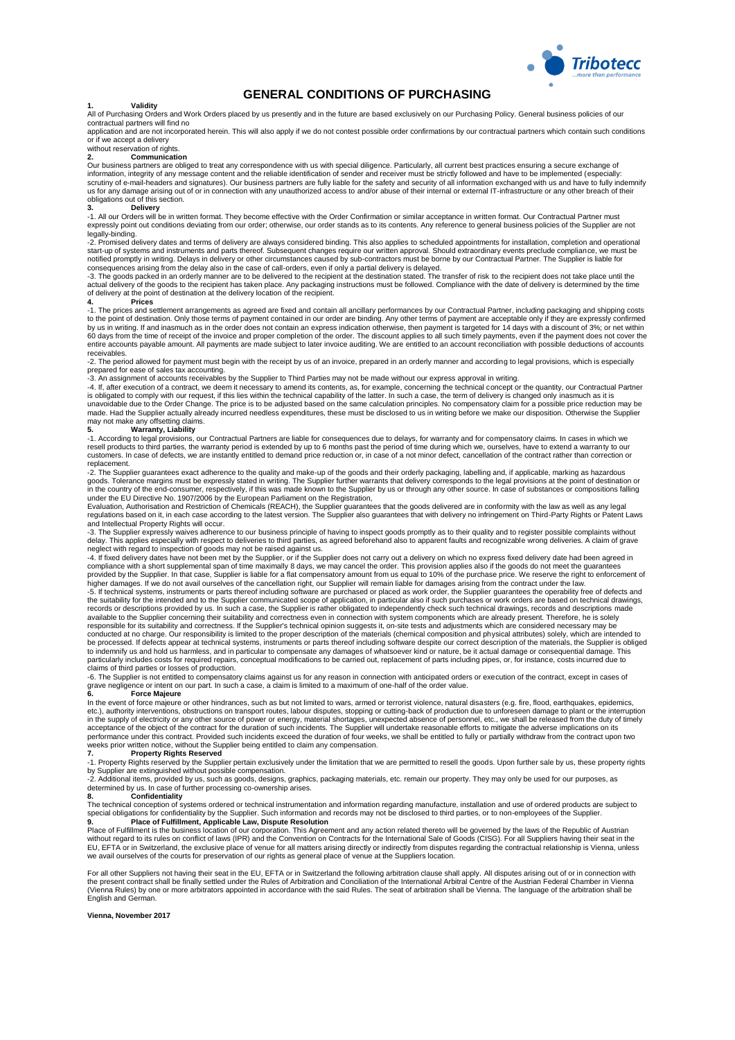# GENERAL CONDITIONS OF PURCHASING

## 1. Validity

All of Purchasing Orders and Work Orders placed by us presently and in the future are based exclusively on our Purchasing Policy. General business policies of our contractual partners will find no application and are not incorporated herein. This will also apply if we do not contest possible order confirmations by our contractual partners which contain such conditions or if we accept a delivery without reservation of rights.

## 2. Communication

Our business partners are obliged to treat any correspondence with us with special diligence. Particularly, all current best practices ensuring a secure exchange of information, integrity of any message content and the reliable identification of sender and receiver must be strictly followed and have to be implemented (especially: scrutiny of e-mail-headers and signatures). Our business partners are fully liable for the safety and security of all information exchanged with us and have to fully indemnify us for any damage arising out of or in connection with any unauthorized access to and/or abuse of their internal or external IT-infrastructure or any other breach of their obligations out of this section.

## 3. Delivery

-1. All our Orders will be in written format. They become effective with the Order Confirmation or similar acceptance in written format. Our Contractual Partner must expressly point out conditions deviating from our order; otherwise, our order stands as to its contents. Any reference to general business policies of the Supplier are not legally-binding.

-2. Promised delivery dates and terms of delivery are always considered binding. This also applies to scheduled appointments for installation, completion and operational start-up of systems and instruments and parts thereof. Subsequent changes require our written approval. Should extraordinary events preclude compliance, we must be notified promptly in writing. Delays in delivery or other circumstances caused by sub-contractors must be borne by our Contractual Partner. The Supplier is liable for consequences arising from the delay also in the case of call-orders, even if only a partial delivery is delayed.

-3. The goods packed in an orderly manner are to be delivered to the recipient at the destination stated. The transfer of risk to the recipient does not take place until the actual delivery of the goods to the recipient has taken place. Any packaging instructions must be followed. Compliance with the date of delivery is determined by the time of delivery at the point of destination at the delivery location of the recipient.

## 4. Prices

-1. The prices and settlement arrangements as agreed are fixed and contain all ancillary performances by our Contractual Partner, including packaging and shipping costs to the point of destination. Only those terms of payment contained in our order are binding. Any other terms of payment are acceptable only if they are expressly confirmed by us in writing. If and inasmuch as in the order does not contain an express indication otherwise, then payment is targeted for 14 days with a discount of 3%; or net within 60 days from the time of receipt of the invoice and proper completion of the order. The discount applies to all such timely payments, even if the payment does not cover the entire accounts payable amount. All payments are made subject to later invoice auditing. We are entitled to an account reconciliation with possible deductions of accounts receivables.

-2. The period allowed for payment must begin with the receipt by us of an invoice, prepared in an orderly manner and according to legal provisions, which is especially prepared for ease of sales tax accounting.

-3. An assignment of accounts receivables by the Supplier to Third Parties may not be made without our express approval in writing.

-4. If, after execution of a contract, we deem it necessary to amend its contents, as, for example, concerning the technical concept or the quantity, our Contractual Partner is obligated to comply with our request, if this lies within the technical capability of the latter. In such a case, the term of delivery is changed only inasmuch as it is unavoidable due to the Order Change. The price is to be adjusted based on the same calculation principles. No compensatory claim for a possible price reduction may be made. Had the Supplier actually already incurred needless expenditures, these must be disclosed to us in writing before we make our disposition. Otherwise the Supplier may not make any offsetting claims.

## 5. Warranty, Liability

-1. According to legal provisions, our Contractual Partners are liable for consequences due to delays, for warranty and for compensatory claims. In cases in which we resell products to third parties, the warranty period is extended by up to 6 months past the period of time during which we, ourselves, have to extend a warranty to our customers. In case of defects, we are instantly entitled to demand price reduction or, in case of a not minor defect, cancellation of the contract rather than correction or replacement.

-2. The Supplier guarantees exact adherence to the quality and make-up of the goods and their orderly packaging, labelling and, if applicable, marking as hazardous goods. Tolerance margins must be expressly stated in writing. The Supplier further warrants that delivery corresponds to the legal provisions at the point of destination or in the country of the end-consumer, respectively, if this was made known to the Supplier by us or through any other source. In case of substances or compositions falling under the EU Directive No. 1907/2006 by the European Parliament on the Registration, Evaluation, Authorisation and Restriction of Chemicals (REACH), the Supplier guarantees that the goods delivered are in conformity with the law as well as any legal regulations based on it, in each case according to the latest version. The Supplier also guarantees that with delivery no infringement on Third-Party Rights or Patent Laws and Intellectual Property Rights will occur.

-3. The Supplier expressly waives adherence to our business principle of having to inspect goods promptly as to their quality and to register possible complaints without delay. This applies especially with respect to deliveries to third parties, as agreed beforehand also to apparent faults and recognizable wrong deliveries. A claim of grave neglect with regard to inspection of goods may not be raised against us.

-4. If fixed delivery dates have not been met by the Supplier, or if the Supplier does not carry out a delivery on which no express fixed delivery date had been agreed in compliance with a short supplemental span of time maximally 8 days, we may cancel the order. This provision applies also if the goods do not meet the guarantees provided by the Supplier. In that case, Supplier is liable for a flat compensatory amount from us equal to 10% of the purchase price. We reserve the right to enforcement of higher damages. If we do not avail ourselves of the cancellation right, our Supplier will remain liable for damages arising from the contract under the law.

-5. If technical systems, instruments or parts thereof including software are purchased or placed as work order, the Supplier guarantees the operability free of defects and the suitability for the intended and to the Supplier communicated scope of application, in particular also if such purchases or work orders are based on technical drawings, records or descriptions provided by us. In such a case, the Supplier is rather obligated to independently check such technical drawings, records and descriptions made available to the Supplier concerning their suitability and correctness even in connection with system components which are already present. Therefore, he is solely responsible for its suitability and correctness. If the Supplier's technical opinion suggests it, on-site tests and adjustments which are considered necessary may be conducted at no charge. Our responsibility is limited to the proper description of the materials (chemical composition and physical attributes) solely, which are intended to be processed. If defects appear at technical systems, instruments or parts thereof including software despite our correct description of the materials, the Supplier is obliged to indemnify us and hold us harmless, and in particular to compensate any damages of whatsoever kind or nature, be it actual damage or consequential damage. This particularly includes costs for required repairs, conceptual modifications to be carried out, replacement of parts including pipes, or, for instance, costs incurred due to claims of third parties or losses of production.

-6. The Supplier is not entitled to compensatory claims against us for any reason in connection with anticipated orders or execution of the contract, except in cases of grave negligence or intent on our part. In such a case, a claim is limited to a maximum of one-half of the order value.

## 6. Force Majeure

In the event of force majeure or other hindrances, such as but not limited to wars, armed or terrorist violence, natural disasters (e.g. fire, flood, earthquakes, epidemics, etc.), authority interventions, obstructions on transport routes, labour disputes, stopping or cutting-back of production due to unforeseen damage to plant or the interruption in the supply of electricity or any other source of power or energy, material shortages, unexpected absence of personnel, etc., we shall be released from the duty of timely acceptance of the object of the contract for the duration of such incidents. The Supplier will undertake reasonable efforts to mitigate the adverse implications on its performance under this contract. Provided such incidents exceed the duration of four weeks, we shall be entitled to fully or partially withdraw from the contract upon two weeks prior written notice, without the Supplier being entitled to claim any compensation.

## 7. Property Rights Reserved

-1. Property Rights reserved by the Supplier pertain exclusively under the limitation that we are permitted to resell the goods. Upon further sale by us, these property rights by Supplier are extinguished without possible compensation.

-2. Additional items, provided by us, such as goods, designs, graphics, packaging materials, etc. remain our property. They may only be used for our purposes, as determined by us. In case of further processing co-ownership arises.

## 8. Confidentiality

The technical conception of systems ordered or technical instrumentation and information regarding manufacture, installation and use of ordered products are subject to special obligations for confidentiality by the Supplier. Such information and records may not be disclosed to third parties, or to non-employees of the Supplier.

## 9. Place of Fulfillment, Applicable Law, Dispute Resolution

Place of Fulfillment is the business location of our corporation. This Agreement and any action related thereto will be governed by the laws of the Republic of Austrian without regard to its rules on conflict of laws (IPR) and the Convention on Contracts for the International Sale of Goods (CISG). For all Suppliers having their seat in the EU, EFTA or in Switzerland, the exclusive place of venue for all matters arising directly or indirectly from disputes regarding the contractual relationship is Vienna, unless we avail ourselves of the courts for preservation of our rights as general place of venue at the Suppliers location.

For all other Suppliers not having their seat in the EU, EFTA or in Switzerland the following arbitration clause shall apply. All disputes arising out of or in connection with the present contract shall be finally settled under the Rules of Arbitration and Conciliation of the International Arbitral Centre of the Austrian Federal Chamber in Vienna (Vienna Rules) by one or more arbitrators appointed in accordance with the said Rules. The seat of arbitration shall be Vienna. The language of the arbitration shall be English and German.

**Vienna, November 2017**